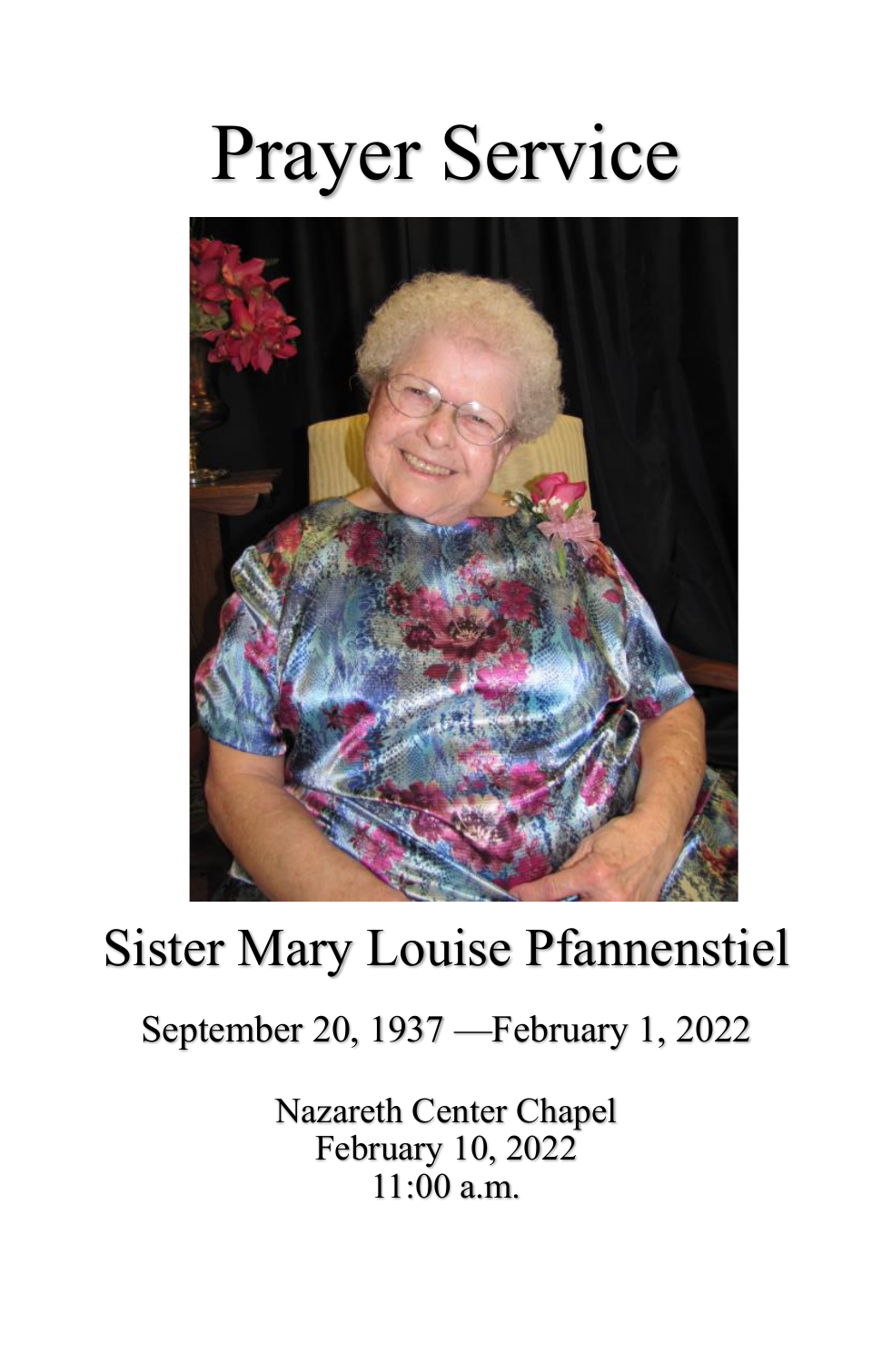# Prayer Service

## Sister Mary Louise Pfannenstiel

September 20, 1937 —February 1, 2022

Nazareth Center Chapel
February 10, 2022
11:00 a.m.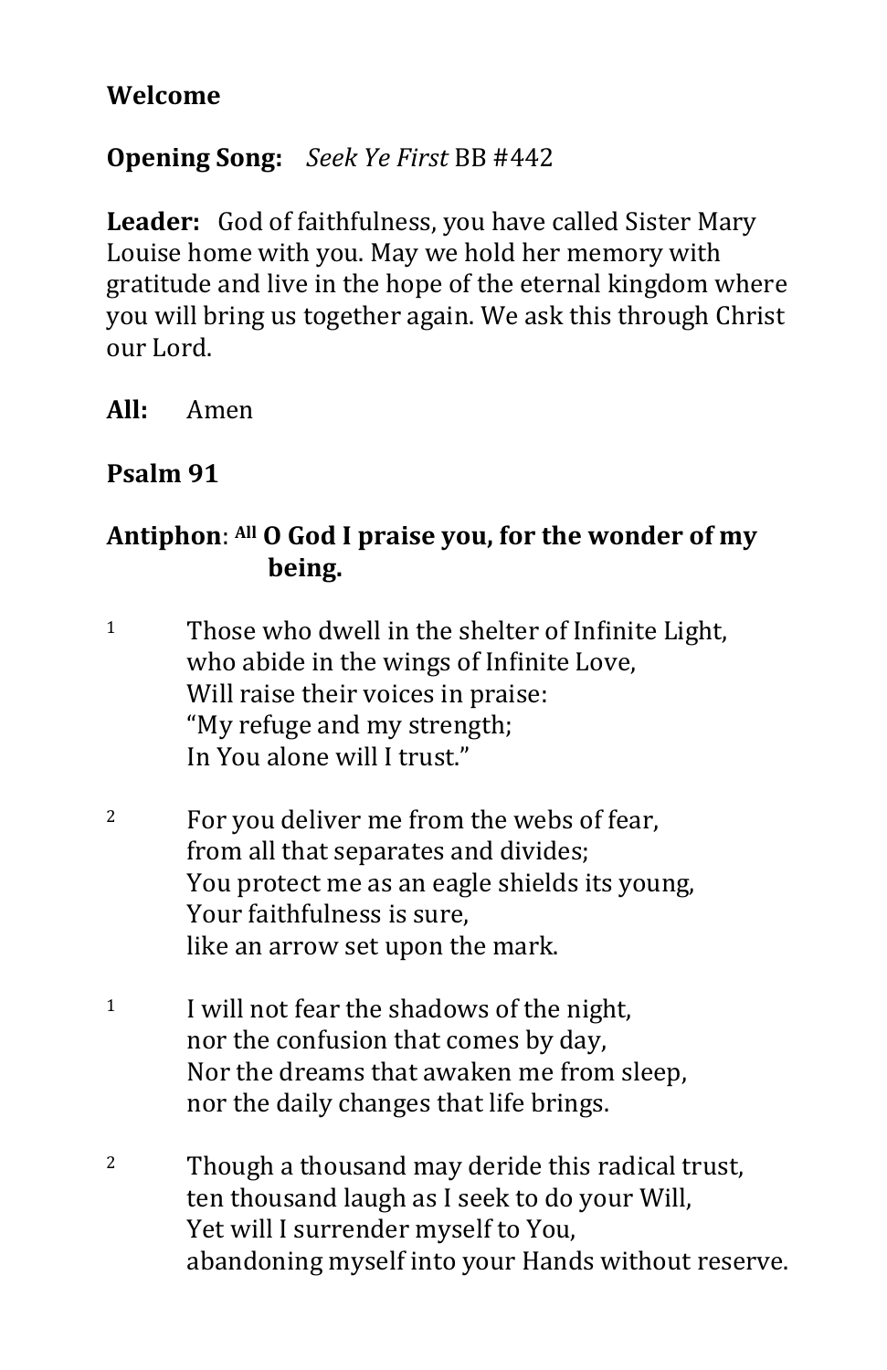**Welcome**

**Opening Song:** *Seek Ye First* BB #442

**Leader:** God of faithfulness, you have called Sister Mary Louise home with you. May we hold her memory with gratitude and live in the hope of the eternal kingdom where you will bring us together again. We ask this through Christ our Lord.

**All:** Amen

**Psalm 91**

**Antiphon**: **[All] O God I praise you, for the wonder of my being.**

[1] Those who dwell in the shelter of Infinite Light,
who abide in the wings of Infinite Love,
Will raise their voices in praise:
"My refuge and my strength;
In You alone will I trust."

[2] For you deliver me from the webs of fear,
from all that separates and divides;
You protect me as an eagle shields its young,
Your faithfulness is sure,
like an arrow set upon the mark.

[1] I will not fear the shadows of the night,
nor the confusion that comes by day,
Nor the dreams that awaken me from sleep,
nor the daily changes that life brings.

[2] Though a thousand may deride this radical trust,
ten thousand laugh as I seek to do your Will,
Yet will I surrender myself to You,
abandoning myself into your Hands without reserve.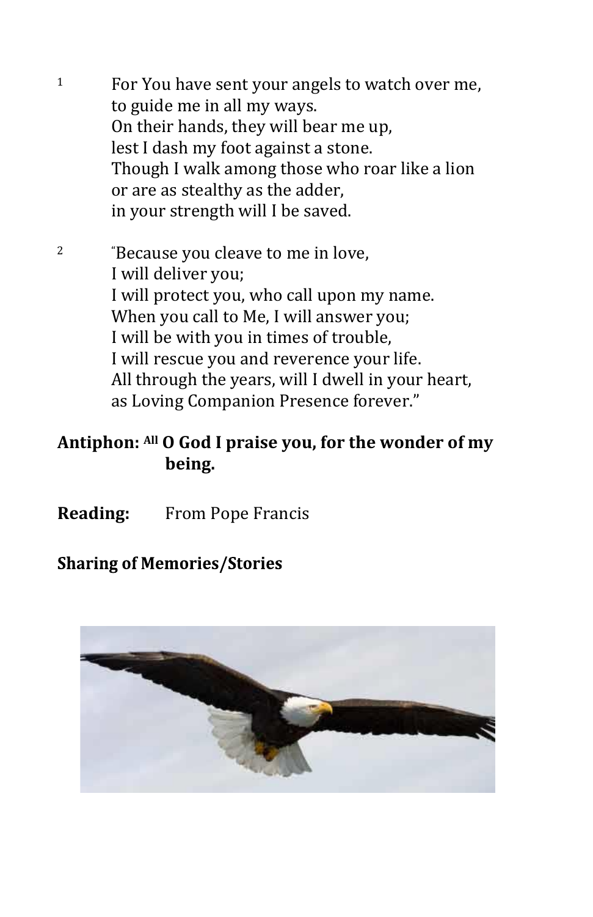[1] For You have sent your angels to watch over me,
to guide me in all my ways.
On their hands, they will bear me up,
lest I dash my foot against a stone.
Though I walk among those who roar like a lion
or are as stealthy as the adder,
in your strength will I be saved.

[2] "Because you cleave to me in love,
I will deliver you;
I will protect you, who call upon my name.
When you call to Me, I will answer you;
I will be with you in times of trouble,
I will rescue you and reverence your life.
All through the years, will I dwell in your heart,
as Loving Companion Presence forever."

**Antiphon:** [All] **O God I praise you, for the wonder of my being.**

**Reading:** From Pope Francis

**Sharing of Memories/Stories**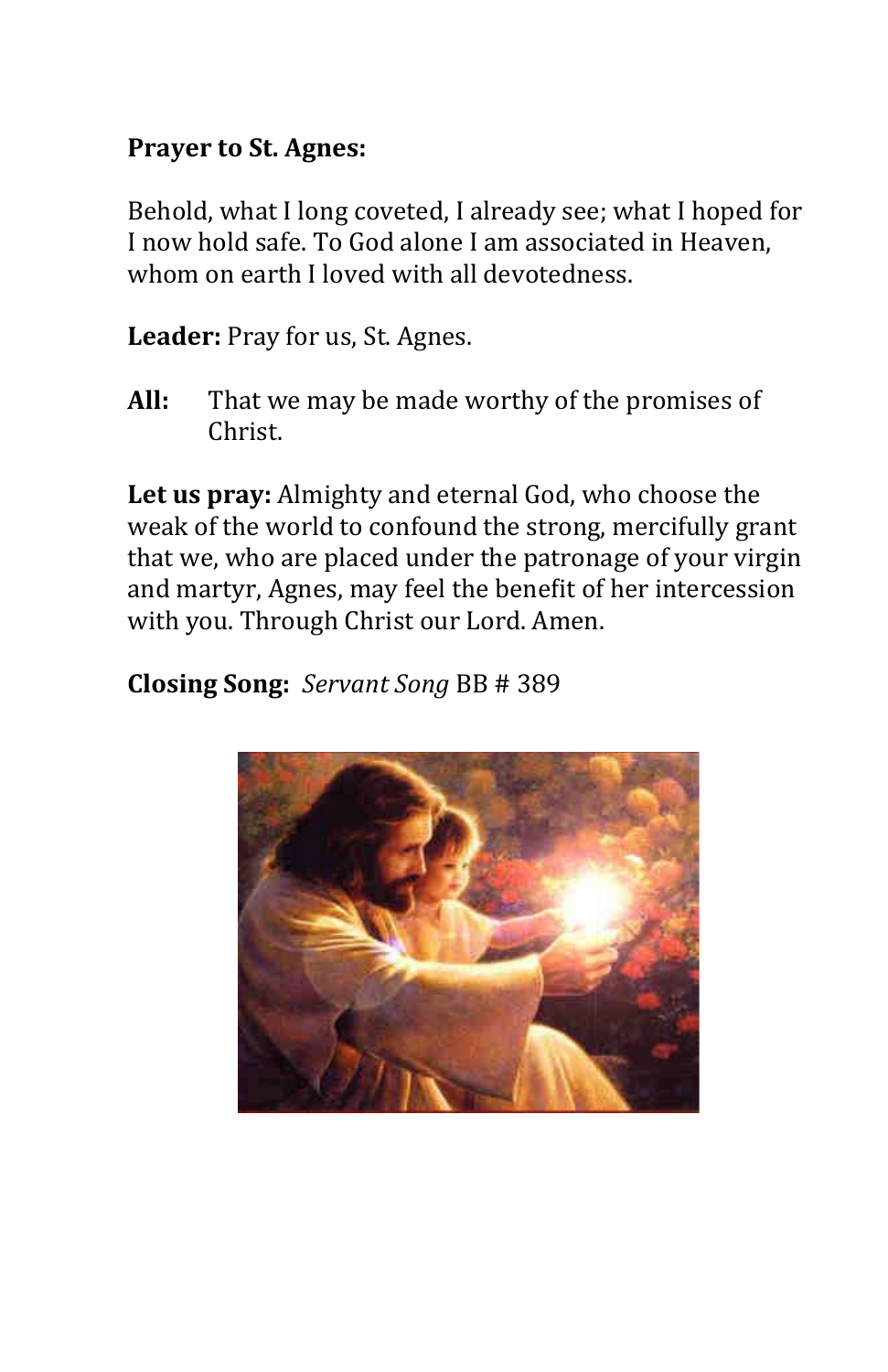**Prayer to St. Agnes:**

Behold, what I long coveted, I already see; what I hoped for I now hold safe. To God alone I am associated in Heaven, whom on earth I loved with all devotedness.

**Leader:** Pray for us, St. Agnes.

**All:** That we may be made worthy of the promises of Christ.

**Let us pray:** Almighty and eternal God, who choose the weak of the world to confound the strong, mercifully grant that we, who are placed under the patronage of your virgin and martyr, Agnes, may feel the benefit of her intercession with you. Through Christ our Lord. Amen.

**Closing Song:** *Servant Song* BB # 389